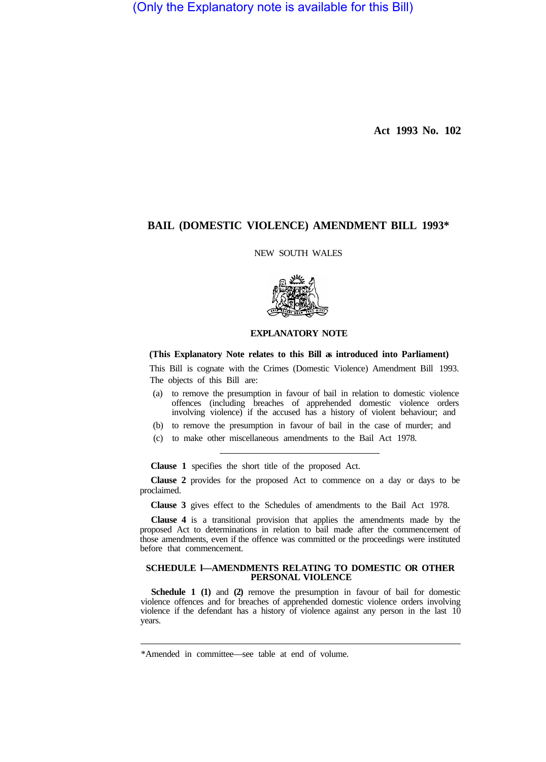(Only the Explanatory note is available for this Bill)

**Act 1993 No. 102**

# BAIL (DOMESTIC VIOLENCE) AMENDMENT BILL 1993*

NEW SOUTH WALES

## EXPLANATORY NOTE

**(This Explanatory Note relates to this Bill as introduced into Parliament)**

This Bill is cognate with the Crimes (Domestic Violence) Amendment Bill 1993. The objects of this Bill are:

(a) to remove the presumption in favour of bail in relation to domestic violence offences (including breaches of apprehended domestic violence orders involving violence) if the accused has a history of violent behaviour; and

(b) to remove the presumption in favour of bail in the case of murder; and

(c) to make other miscellaneous amendments to the Bail Act 1978.

---

**Clause 1** specifies the short title of the proposed Act.

**Clause 2** provides for the proposed Act to commence on a day or days to be proclaimed.

**Clause 3** gives effect to the Schedules of amendments to the Bail Act 1978.

**Clause 4** is a transitional provision that applies the amendments made by the proposed Act to determinations in relation to bail made after the commencement of those amendments, even if the offence was committed or the proceedings were instituted before that commencement.

### SCHEDULE 1—AMENDMENTS RELATING TO DOMESTIC OR OTHER PERSONAL VIOLENCE

**Schedule 1 (1)** and **(2)** remove the presumption in favour of bail for domestic violence offences and for breaches of apprehended domestic violence orders involving violence if the defendant has a history of violence against any person in the last 10 years.

---

*Amended in committee—see table at end of volume.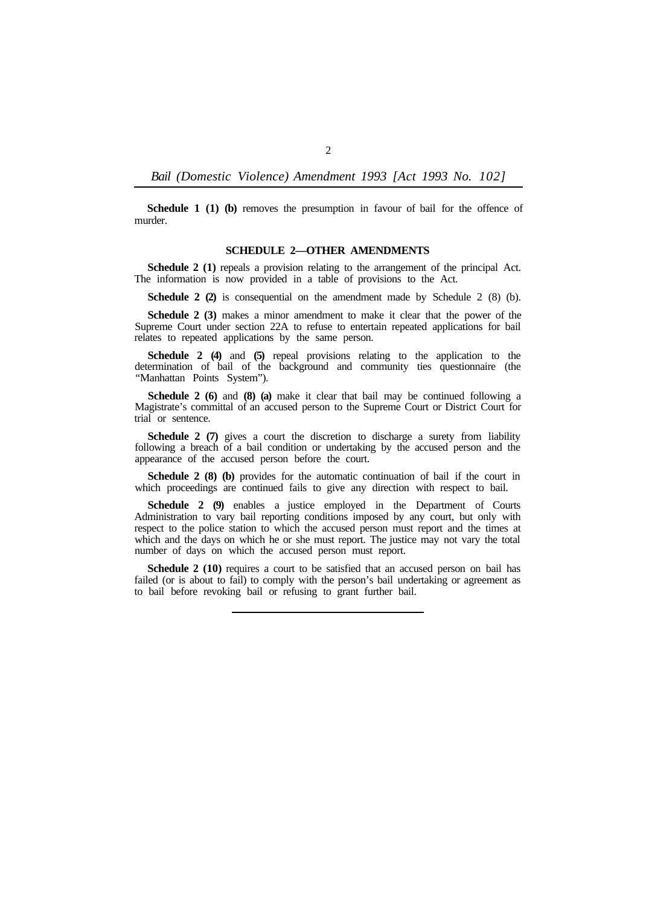**Schedule 1 (1) (b)** removes the presumption in favour of bail for the offence of murder.

## SCHEDULE 2—OTHER AMENDMENTS

**Schedule 2 (1)** repeals a provision relating to the arrangement of the principal Act. The information is now provided in a table of provisions to the Act.

**Schedule 2 (2)** is consequential on the amendment made by Schedule 2 (8) (b).

**Schedule 2 (3)** makes a minor amendment to make it clear that the power of the Supreme Court under section 22A to refuse to entertain repeated applications for bail relates to repeated applications by the same person.

**Schedule 2 (4)** and **(5)** repeal provisions relating to the application to the determination of bail of the background and community ties questionnaire (the "Manhattan Points System").

**Schedule 2 (6)** and **(8) (a)** make it clear that bail may be continued following a Magistrate's committal of an accused person to the Supreme Court or District Court for trial or sentence.

**Schedule 2 (7)** gives a court the discretion to discharge a surety from liability following a breach of a bail condition or undertaking by the accused person and the appearance of the accused person before the court.

**Schedule 2 (8) (b)** provides for the automatic continuation of bail if the court in which proceedings are continued fails to give any direction with respect to bail.

**Schedule 2 (9)** enables a justice employed in the Department of Courts Administration to vary bail reporting conditions imposed by any court, but only with respect to the police station to which the accused person must report and the times at which and the days on which he or she must report. The justice may not vary the total number of days on which the accused person must report.

**Schedule 2 (10)** requires a court to be satisfied that an accused person on bail has failed (or is about to fail) to comply with the person's bail undertaking or agreement as to bail before revoking bail or refusing to grant further bail.